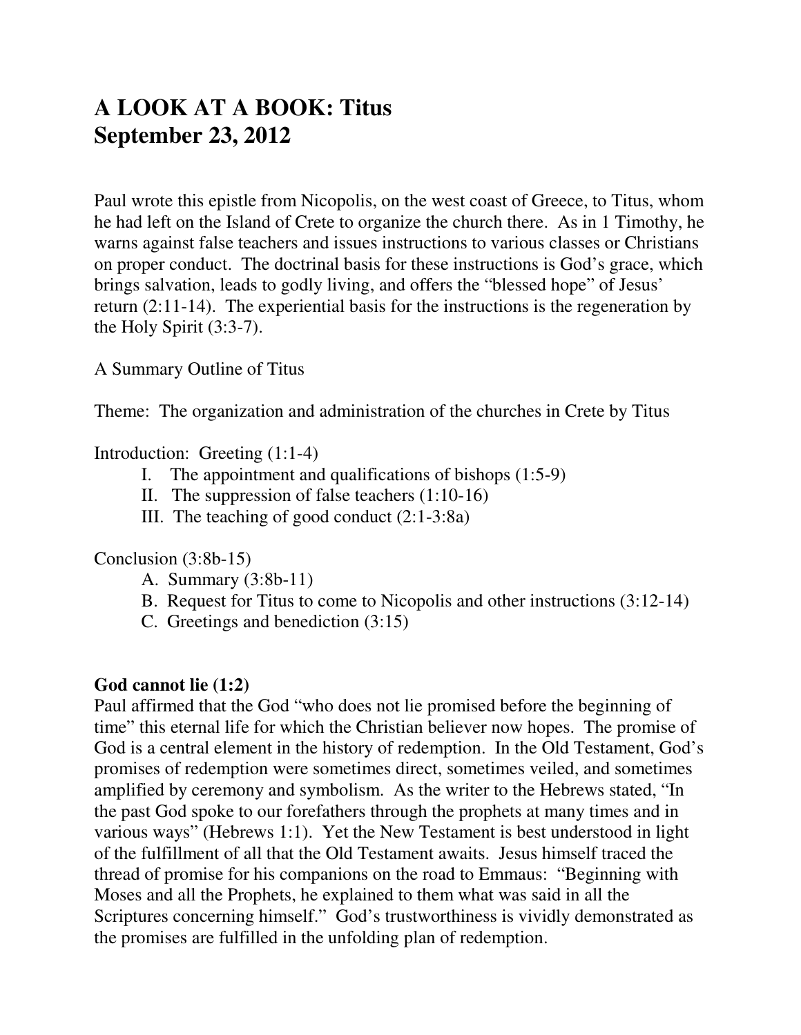# A LOOK AT A BOOK: Titus
# September 23, 2012

Paul wrote this epistle from Nicopolis, on the west coast of Greece, to Titus, whom he had left on the Island of Crete to organize the church there. As in 1 Timothy, he warns against false teachers and issues instructions to various classes or Christians on proper conduct. The doctrinal basis for these instructions is God's grace, which brings salvation, leads to godly living, and offers the "blessed hope" of Jesus' return (2:11-14). The experiential basis for the instructions is the regeneration by the Holy Spirit (3:3-7).

A Summary Outline of Titus

Theme: The organization and administration of the churches in Crete by Titus

Introduction: Greeting (1:1-4)

- I. The appointment and qualifications of bishops (1:5-9)
- II. The suppression of false teachers (1:10-16)
- III. The teaching of good conduct (2:1-3:8a)

Conclusion (3:8b-15)

- A. Summary (3:8b-11)
- B. Request for Titus to come to Nicopolis and other instructions (3:12-14)
- C. Greetings and benediction (3:15)

**God cannot lie (1:2)**

Paul affirmed that the God "who does not lie promised before the beginning of time" this eternal life for which the Christian believer now hopes. The promise of God is a central element in the history of redemption. In the Old Testament, God's promises of redemption were sometimes direct, sometimes veiled, and sometimes amplified by ceremony and symbolism. As the writer to the Hebrews stated, "In the past God spoke to our forefathers through the prophets at many times and in various ways" (Hebrews 1:1). Yet the New Testament is best understood in light of the fulfillment of all that the Old Testament awaits. Jesus himself traced the thread of promise for his companions on the road to Emmaus: "Beginning with Moses and all the Prophets, he explained to them what was said in all the Scriptures concerning himself." God's trustworthiness is vividly demonstrated as the promises are fulfilled in the unfolding plan of redemption.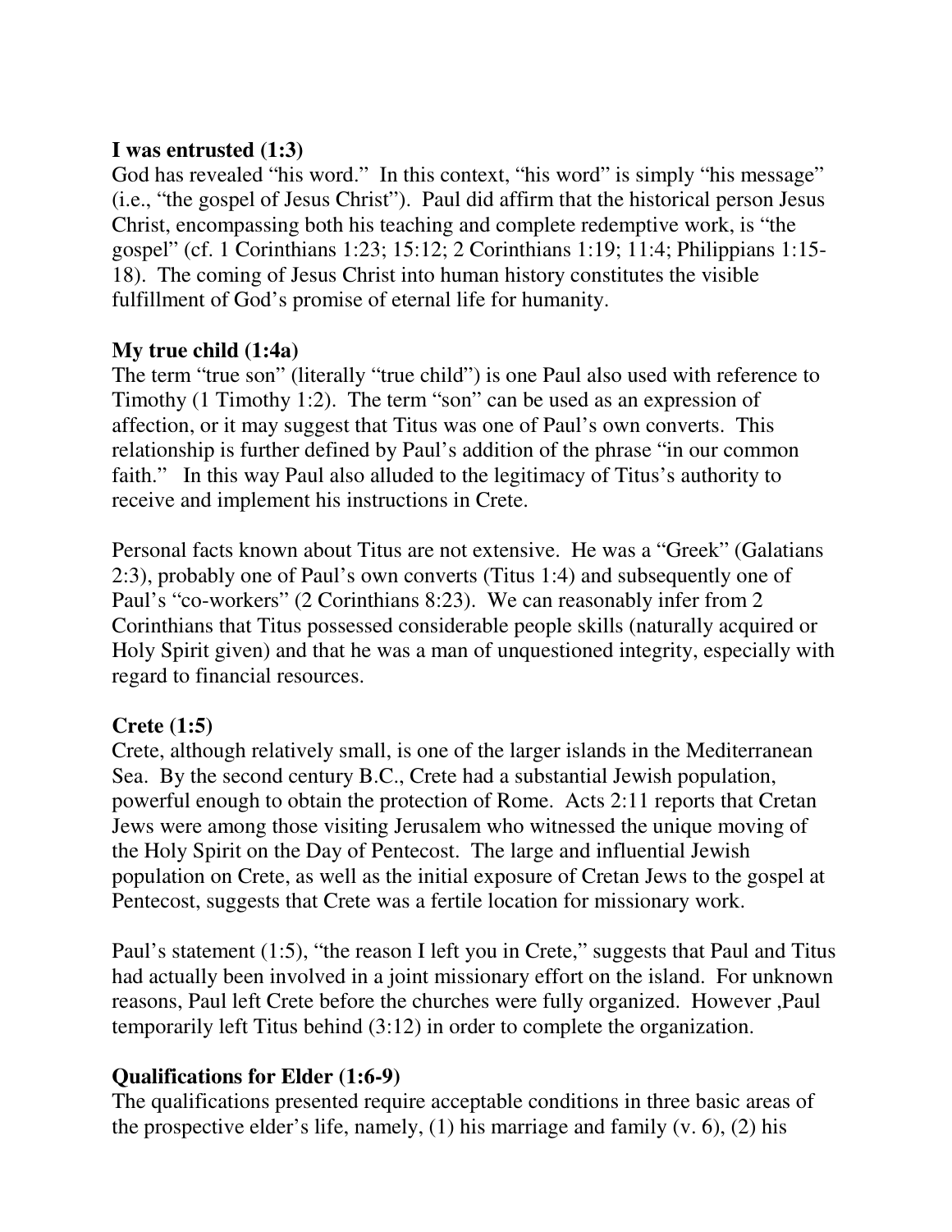**I was entrusted (1:3)**
God has revealed "his word." In this context, "his word" is simply "his message" (i.e., "the gospel of Jesus Christ"). Paul did affirm that the historical person Jesus Christ, encompassing both his teaching and complete redemptive work, is "the gospel" (cf. 1 Corinthians 1:23; 15:12; 2 Corinthians 1:19; 11:4; Philippians 1:15-18). The coming of Jesus Christ into human history constitutes the visible fulfillment of God's promise of eternal life for humanity.

**My true child (1:4a)**
The term "true son" (literally "true child") is one Paul also used with reference to Timothy (1 Timothy 1:2). The term "son" can be used as an expression of affection, or it may suggest that Titus was one of Paul's own converts. This relationship is further defined by Paul's addition of the phrase "in our common faith." In this way Paul also alluded to the legitimacy of Titus's authority to receive and implement his instructions in Crete.

Personal facts known about Titus are not extensive. He was a "Greek" (Galatians 2:3), probably one of Paul's own converts (Titus 1:4) and subsequently one of Paul's "co-workers" (2 Corinthians 8:23). We can reasonably infer from 2 Corinthians that Titus possessed considerable people skills (naturally acquired or Holy Spirit given) and that he was a man of unquestioned integrity, especially with regard to financial resources.

**Crete (1:5)**
Crete, although relatively small, is one of the larger islands in the Mediterranean Sea. By the second century B.C., Crete had a substantial Jewish population, powerful enough to obtain the protection of Rome. Acts 2:11 reports that Cretan Jews were among those visiting Jerusalem who witnessed the unique moving of the Holy Spirit on the Day of Pentecost. The large and influential Jewish population on Crete, as well as the initial exposure of Cretan Jews to the gospel at Pentecost, suggests that Crete was a fertile location for missionary work.

Paul's statement (1:5), "the reason I left you in Crete," suggests that Paul and Titus had actually been involved in a joint missionary effort on the island. For unknown reasons, Paul left Crete before the churches were fully organized. However ,Paul temporarily left Titus behind (3:12) in order to complete the organization.

**Qualifications for Elder (1:6-9)**
The qualifications presented require acceptable conditions in three basic areas of the prospective elder's life, namely, (1) his marriage and family (v. 6), (2) his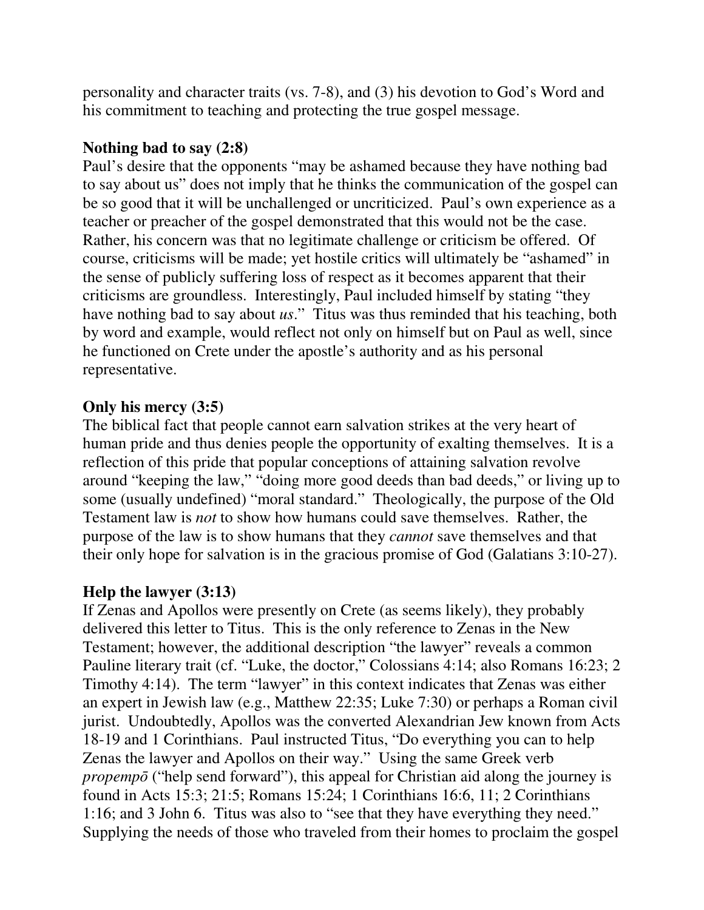personality and character traits (vs. 7-8), and (3) his devotion to God's Word and his commitment to teaching and protecting the true gospel message.

**Nothing bad to say (2:8)**

Paul's desire that the opponents "may be ashamed because they have nothing bad to say about us" does not imply that he thinks the communication of the gospel can be so good that it will be unchallenged or uncriticized. Paul's own experience as a teacher or preacher of the gospel demonstrated that this would not be the case. Rather, his concern was that no legitimate challenge or criticism be offered. Of course, criticisms will be made; yet hostile critics will ultimately be "ashamed" in the sense of publicly suffering loss of respect as it becomes apparent that their criticisms are groundless. Interestingly, Paul included himself by stating "they have nothing bad to say about *us*." Titus was thus reminded that his teaching, both by word and example, would reflect not only on himself but on Paul as well, since he functioned on Crete under the apostle's authority and as his personal representative.

**Only his mercy (3:5)**

The biblical fact that people cannot earn salvation strikes at the very heart of human pride and thus denies people the opportunity of exalting themselves. It is a reflection of this pride that popular conceptions of attaining salvation revolve around "keeping the law," "doing more good deeds than bad deeds," or living up to some (usually undefined) "moral standard." Theologically, the purpose of the Old Testament law is *not* to show how humans could save themselves. Rather, the purpose of the law is to show humans that they *cannot* save themselves and that their only hope for salvation is in the gracious promise of God (Galatians 3:10-27).

**Help the lawyer (3:13)**

If Zenas and Apollos were presently on Crete (as seems likely), they probably delivered this letter to Titus. This is the only reference to Zenas in the New Testament; however, the additional description "the lawyer" reveals a common Pauline literary trait (cf. "Luke, the doctor," Colossians 4:14; also Romans 16:23; 2 Timothy 4:14). The term "lawyer" in this context indicates that Zenas was either an expert in Jewish law (e.g., Matthew 22:35; Luke 7:30) or perhaps a Roman civil jurist. Undoubtedly, Apollos was the converted Alexandrian Jew known from Acts 18-19 and 1 Corinthians. Paul instructed Titus, "Do everything you can to help Zenas the lawyer and Apollos on their way." Using the same Greek verb *propempō* ("help send forward"), this appeal for Christian aid along the journey is found in Acts 15:3; 21:5; Romans 15:24; 1 Corinthians 16:6, 11; 2 Corinthians 1:16; and 3 John 6. Titus was also to "see that they have everything they need." Supplying the needs of those who traveled from their homes to proclaim the gospel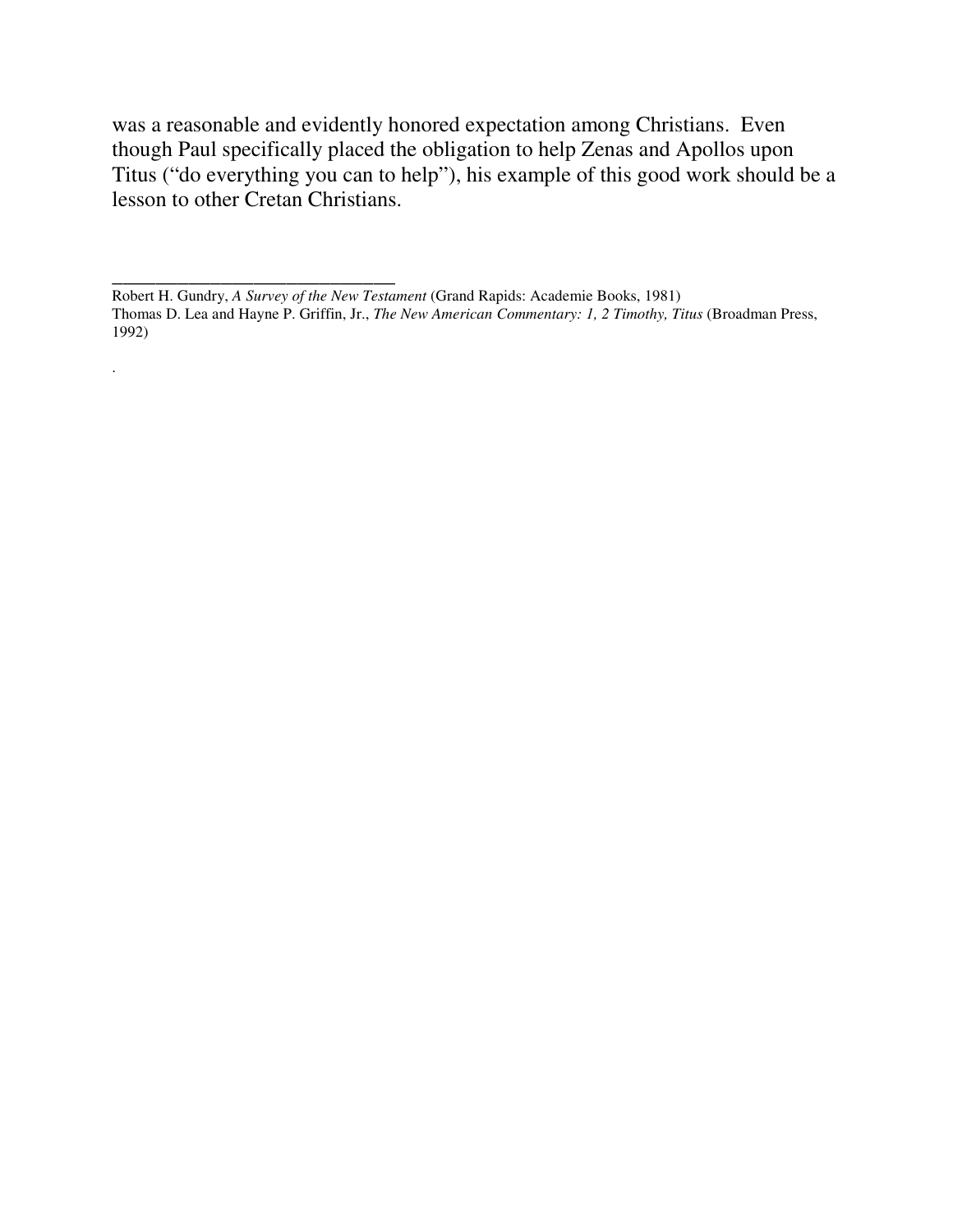was a reasonable and evidently honored expectation among Christians. Even though Paul specifically placed the obligation to help Zenas and Apollos upon Titus ("do everything you can to help"), his example of this good work should be a lesson to other Cretan Christians.

---

Robert H. Gundry, *A Survey of the New Testament* (Grand Rapids: Academie Books, 1981)

Thomas D. Lea and Hayne P. Griffin, Jr., *The New American Commentary: 1, 2 Timothy, Titus* (Broadman Press, 1992)

.